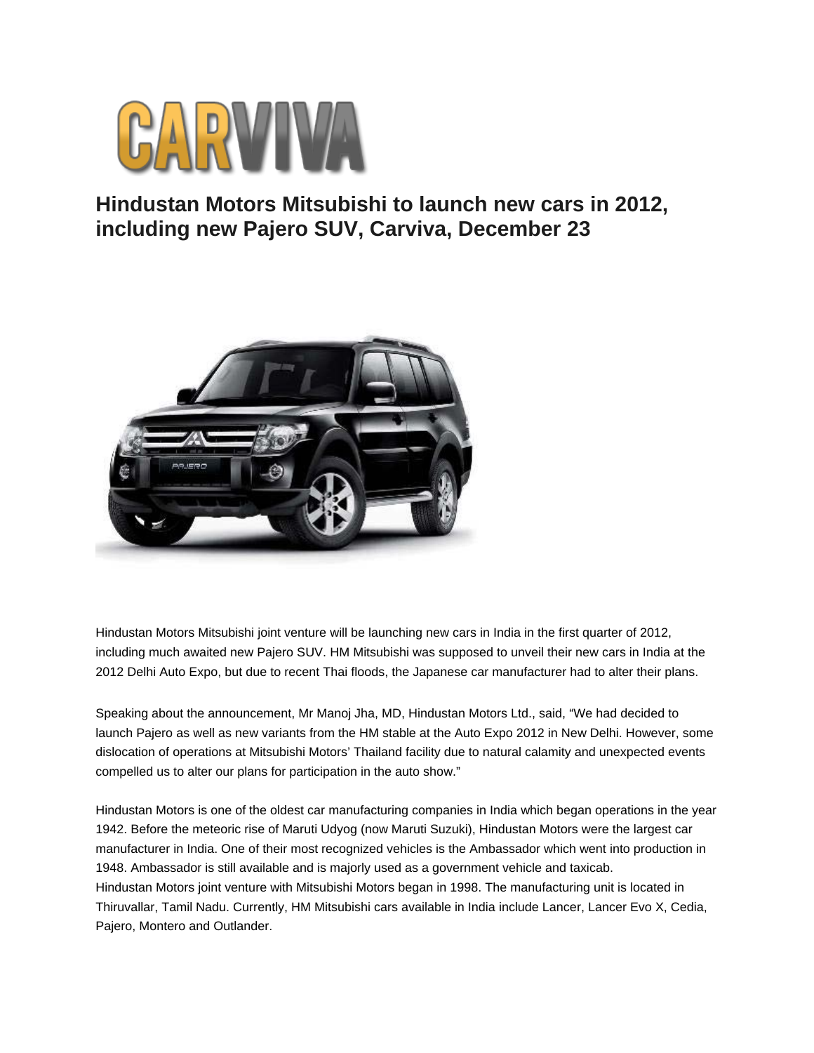# Hindustan Motors Mitsubishi to launch new cars in 2012, including new Pajero SUV, Carviva, December 23

Hindustan Motors Mitsubishi joint venture will be launching new cars in India in the first quarter of 2012, including much awaited new Pajero SUV. HM Mitsubishi was supposed to unveil their new cars in India at the 2012 Delhi Auto Expo, but due to recent Thai floods, the Japanese car manufacturer had to alter their plans.

Speaking about the announcement, Mr Manoj Jha, MD, Hindustan Motors Ltd., said, "We had decided to launch Pajero as well as new variants from the HM stable at the Auto Expo 2012 in New Delhi. However, some dislocation of operations at Mitsubishi Motors' Thailand facility due to natural calamity and unexpected events compelled us to alter our plans for participation in the auto show."

Hindustan Motors is one of the oldest car manufacturing companies in India which began operations in the year 1942. Before the meteoric rise of Maruti Udyog (now Maruti Suzuki), Hindustan Motors were the largest car manufacturer in India. One of their most recognized vehicles is the Ambassador which went into production in 1948. Ambassador is still available and is majorly used as a government vehicle and taxicab.
Hindustan Motors joint venture with Mitsubishi Motors began in 1998. The manufacturing unit is located in Thiruvallar, Tamil Nadu. Currently, HM Mitsubishi cars available in India include Lancer, Lancer Evo X, Cedia, Pajero, Montero and Outlander.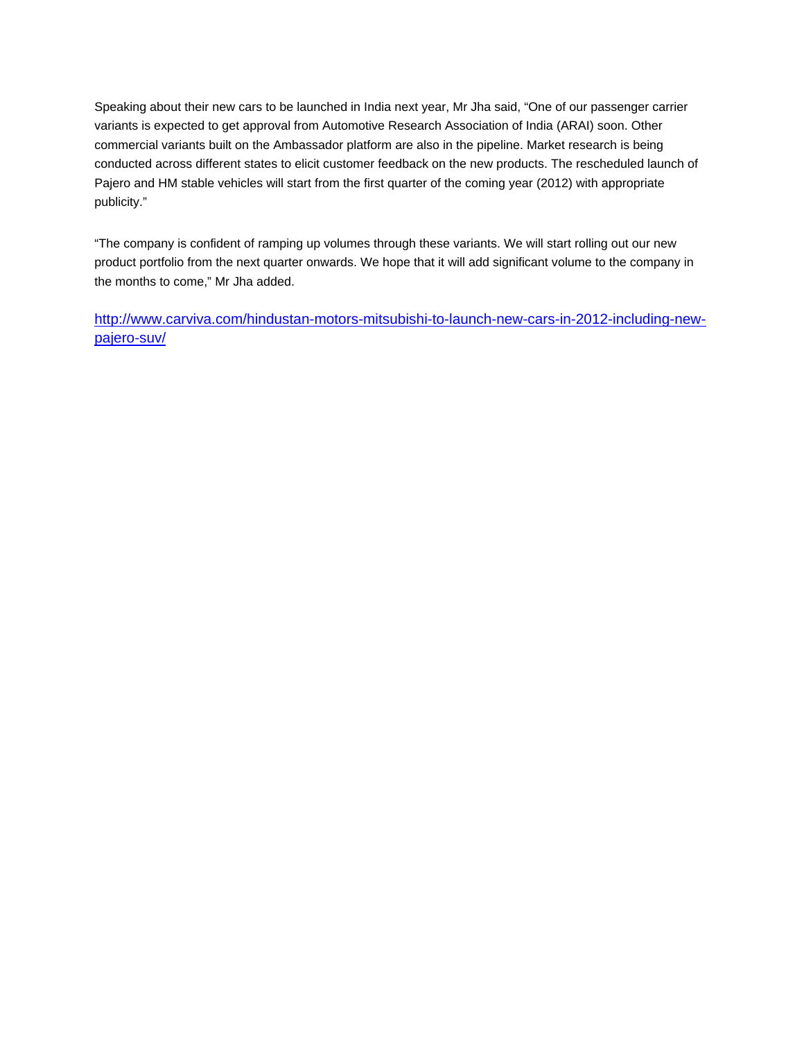Speaking about their new cars to be launched in India next year, Mr Jha said, “One of our passenger carrier variants is expected to get approval from Automotive Research Association of India (ARAI) soon. Other commercial variants built on the Ambassador platform are also in the pipeline. Market research is being conducted across different states to elicit customer feedback on the new products. The rescheduled launch of Pajero and HM stable vehicles will start from the first quarter of the coming year (2012) with appropriate publicity.”

“The company is confident of ramping up volumes through these variants. We will start rolling out our new product portfolio from the next quarter onwards. We hope that it will add significant volume to the company in the months to come,” Mr Jha added.

[http://www.carviva.com/hindustan-motors-mitsubishi-to-launch-new-cars-in-2012-including-new-pajero-suv/](http://www.carviva.com/hindustan-motors-mitsubishi-to-launch-new-cars-in-2012-including-new-pajero-suv/)